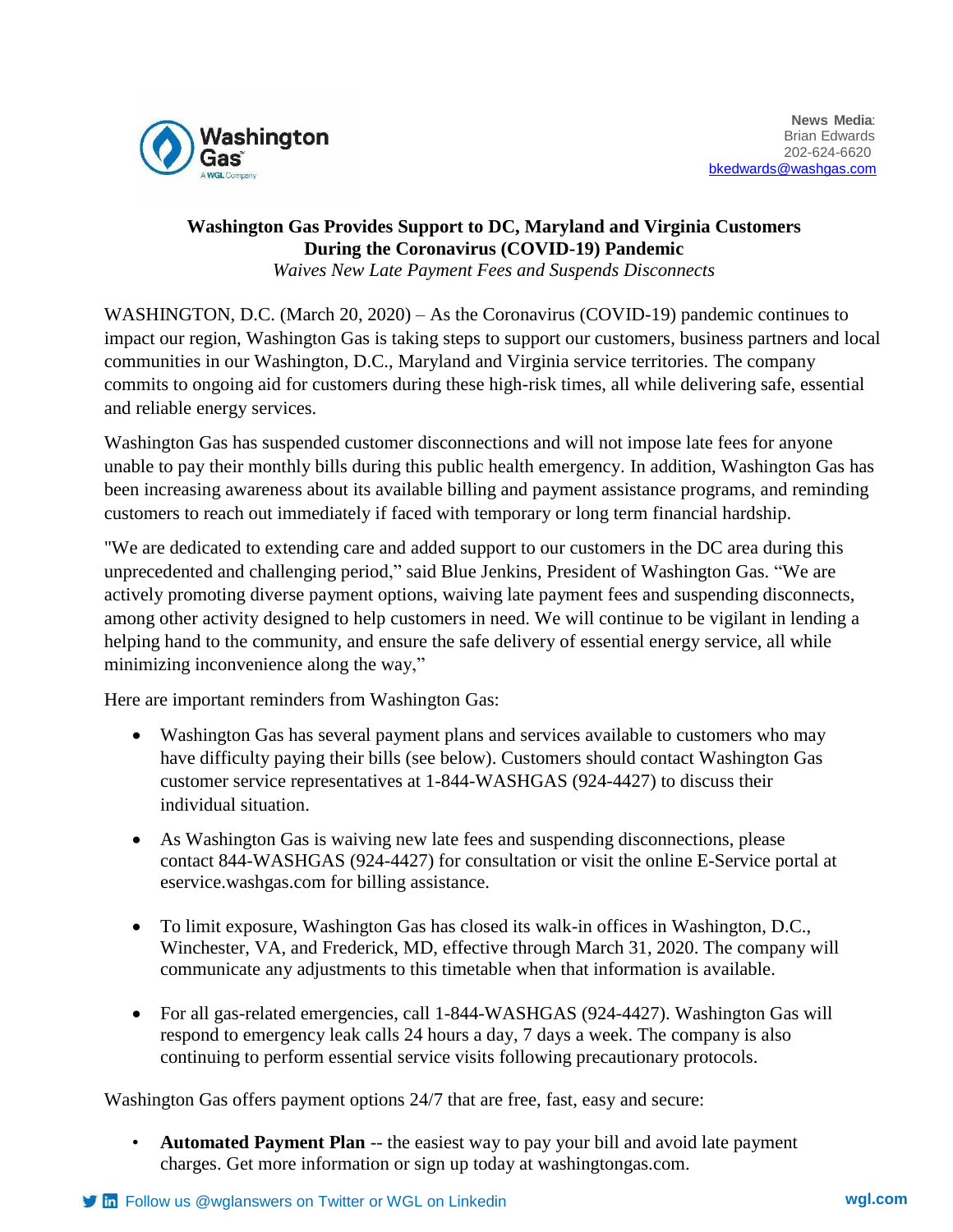Washington Gas
A WGL Company

**News Media**:
Brian Edwards
202-624-6620
bkedwards@washgas.com

# Washington Gas Provides Support to DC, Maryland and Virginia Customers During the Coronavirus (COVID-19) Pandemic

*Waives New Late Payment Fees and Suspends Disconnects*

WASHINGTON, D.C. (March 20, 2020) – As the Coronavirus (COVID-19) pandemic continues to impact our region, Washington Gas is taking steps to support our customers, business partners and local communities in our Washington, D.C., Maryland and Virginia service territories. The company commits to ongoing aid for customers during these high-risk times, all while delivering safe, essential and reliable energy services.

Washington Gas has suspended customer disconnections and will not impose late fees for anyone unable to pay their monthly bills during this public health emergency. In addition, Washington Gas has been increasing awareness about its available billing and payment assistance programs, and reminding customers to reach out immediately if faced with temporary or long term financial hardship.

"We are dedicated to extending care and added support to our customers in the DC area during this unprecedented and challenging period," said Blue Jenkins, President of Washington Gas. "We are actively promoting diverse payment options, waiving late payment fees and suspending disconnects, among other activity designed to help customers in need. We will continue to be vigilant in lending a helping hand to the community, and ensure the safe delivery of essential energy service, all while minimizing inconvenience along the way,"

Here are important reminders from Washington Gas:

- Washington Gas has several payment plans and services available to customers who may have difficulty paying their bills (see below). Customers should contact Washington Gas customer service representatives at 1-844-WASHGAS (924-4427) to discuss their individual situation.
- As Washington Gas is waiving new late fees and suspending disconnections, please contact 844-WASHGAS (924-4427) for consultation or visit the online E-Service portal at eservice.washgas.com for billing assistance.
- To limit exposure, Washington Gas has closed its walk-in offices in Washington, D.C., Winchester, VA, and Frederick, MD, effective through March 31, 2020. The company will communicate any adjustments to this timetable when that information is available.
- For all gas-related emergencies, call 1-844-WASHGAS (924-4427). Washington Gas will respond to emergency leak calls 24 hours a day, 7 days a week. The company is also continuing to perform essential service visits following precautionary protocols.

Washington Gas offers payment options 24/7 that are free, fast, easy and secure:

- **Automated Payment Plan** -- the easiest way to pay your bill and avoid late payment charges. Get more information or sign up today at washingtongas.com.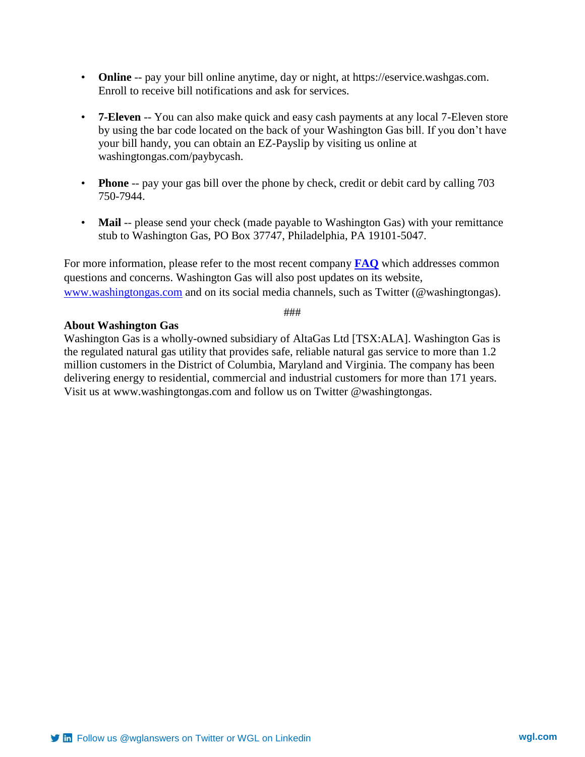- **Online** -- pay your bill online anytime, day or night, at https://eservice.washgas.com. Enroll to receive bill notifications and ask for services.

- **7-Eleven** -- You can also make quick and easy cash payments at any local 7-Eleven store by using the bar code located on the back of your Washington Gas bill. If you don't have your bill handy, you can obtain an EZ-Payslip by visiting us online at washingtongas.com/paybycash.

- **Phone** -- pay your gas bill over the phone by check, credit or debit card by calling 703 750-7944.

- **Mail** -- please send your check (made payable to Washington Gas) with your remittance stub to Washington Gas, PO Box 37747, Philadelphia, PA 19101-5047.

For more information, please refer to the most recent company **FAQ** which addresses common questions and concerns. Washington Gas will also post updates on its website, www.washingtongas.com and on its social media channels, such as Twitter (@washingtongas).

###

**About Washington Gas**

Washington Gas is a wholly-owned subsidiary of AltaGas Ltd [TSX:ALA]. Washington Gas is the regulated natural gas utility that provides safe, reliable natural gas service to more than 1.2 million customers in the District of Columbia, Maryland and Virginia. The company has been delivering energy to residential, commercial and industrial customers for more than 171 years. Visit us at www.washingtongas.com and follow us on Twitter @washingtongas.